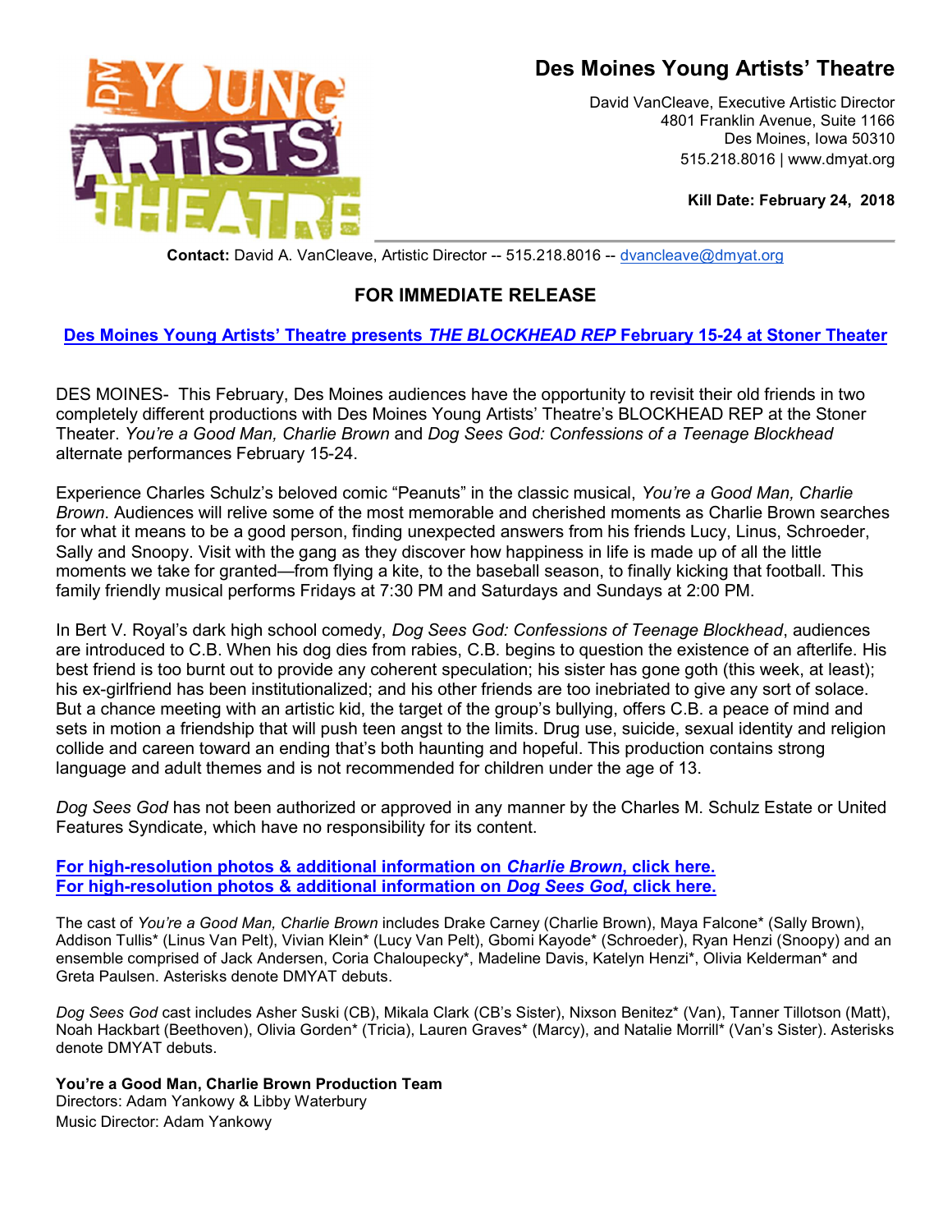# Des Moines Young Artists' Theatre

David VanCleave, Executive Artistic Director
4801 Franklin Avenue, Suite 1166
Des Moines, Iowa 50310
515.218.8016 | www.dmyat.org

**Kill Date: February 24, 2018**

**Contact:** David A. VanCleave, Artistic Director -- 515.218.8016 -- dvancleave@dmyat.org

## FOR IMMEDIATE RELEASE

**Des Moines Young Artists' Theatre presents *THE BLOCKHEAD REP* February 15-24 at Stoner Theater**

DES MOINES- This February, Des Moines audiences have the opportunity to revisit their old friends in two completely different productions with Des Moines Young Artists' Theatre's BLOCKHEAD REP at the Stoner Theater. *You're a Good Man, Charlie Brown* and *Dog Sees God: Confessions of a Teenage Blockhead* alternate performances February 15-24.

Experience Charles Schulz's beloved comic "Peanuts" in the classic musical, *You're a Good Man, Charlie Brown*. Audiences will relive some of the most memorable and cherished moments as Charlie Brown searches for what it means to be a good person, finding unexpected answers from his friends Lucy, Linus, Schroeder, Sally and Snoopy. Visit with the gang as they discover how happiness in life is made up of all the little moments we take for granted—from flying a kite, to the baseball season, to finally kicking that football. This family friendly musical performs Fridays at 7:30 PM and Saturdays and Sundays at 2:00 PM.

In Bert V. Royal's dark high school comedy, *Dog Sees God: Confessions of Teenage Blockhead*, audiences are introduced to C.B. When his dog dies from rabies, C.B. begins to question the existence of an afterlife. His best friend is too burnt out to provide any coherent speculation; his sister has gone goth (this week, at least); his ex-girlfriend has been institutionalized; and his other friends are too inebriated to give any sort of solace. But a chance meeting with an artistic kid, the target of the group's bullying, offers C.B. a peace of mind and sets in motion a friendship that will push teen angst to the limits. Drug use, suicide, sexual identity and religion collide and careen toward an ending that's both haunting and hopeful. This production contains strong language and adult themes and is not recommended for children under the age of 13.

*Dog Sees God* has not been authorized or approved in any manner by the Charles M. Schulz Estate or United Features Syndicate, which have no responsibility for its content.

**For high-resolution photos & additional information on *Charlie Brown*, click here.**
**For high-resolution photos & additional information on *Dog Sees God*, click here.**

The cast of *You're a Good Man, Charlie Brown* includes Drake Carney (Charlie Brown), Maya Falcone* (Sally Brown), Addison Tullis* (Linus Van Pelt), Vivian Klein* (Lucy Van Pelt), Gbomi Kayode* (Schroeder), Ryan Henzi (Snoopy) and an ensemble comprised of Jack Andersen, Coria Chaloupecky*, Madeline Davis, Katelyn Henzi*, Olivia Kelderman* and Greta Paulsen. Asterisks denote DMYAT debuts.

*Dog Sees God* cast includes Asher Suski (CB), Mikala Clark (CB's Sister), Nixson Benitez* (Van), Tanner Tillotson (Matt), Noah Hackbart (Beethoven), Olivia Gorden* (Tricia), Lauren Graves* (Marcy), and Natalie Morrill* (Van's Sister). Asterisks denote DMYAT debuts.

**You're a Good Man, Charlie Brown Production Team**
Directors: Adam Yankowy & Libby Waterbury
Music Director: Adam Yankowy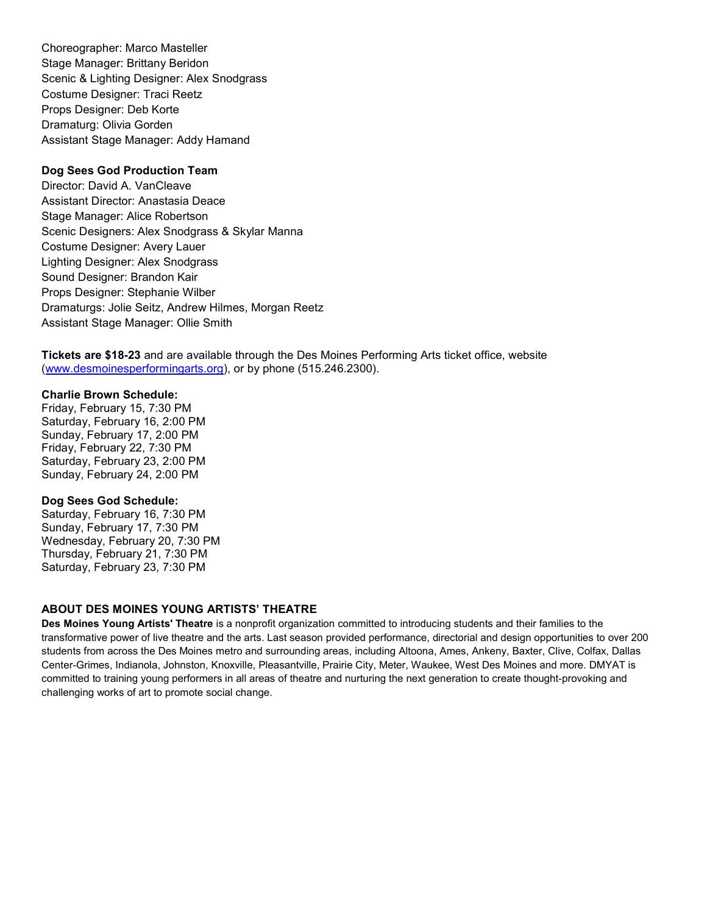Choreographer: Marco Masteller
Stage Manager: Brittany Beridon
Scenic & Lighting Designer: Alex Snodgrass
Costume Designer: Traci Reetz
Props Designer: Deb Korte
Dramaturg: Olivia Gorden
Assistant Stage Manager: Addy Hamand

**Dog Sees God Production Team**
Director: David A. VanCleave
Assistant Director: Anastasia Deace
Stage Manager: Alice Robertson
Scenic Designers: Alex Snodgrass & Skylar Manna
Costume Designer: Avery Lauer
Lighting Designer: Alex Snodgrass
Sound Designer: Brandon Kair
Props Designer: Stephanie Wilber
Dramaturgs: Jolie Seitz, Andrew Hilmes, Morgan Reetz
Assistant Stage Manager: Ollie Smith

**Tickets are $18-23** and are available through the Des Moines Performing Arts ticket office, website (www.desmoinesperformingarts.org), or by phone (515.246.2300).

**Charlie Brown Schedule:**
Friday, February 15, 7:30 PM
Saturday, February 16, 2:00 PM
Sunday, February 17, 2:00 PM
Friday, February 22, 7:30 PM
Saturday, February 23, 2:00 PM
Sunday, February 24, 2:00 PM

**Dog Sees God Schedule:**
Saturday, February 16, 7:30 PM
Sunday, February 17, 7:30 PM
Wednesday, February 20, 7:30 PM
Thursday, February 21, 7:30 PM
Saturday, February 23, 7:30 PM

## ABOUT DES MOINES YOUNG ARTISTS' THEATRE

**Des Moines Young Artists' Theatre** is a nonprofit organization committed to introducing students and their families to the transformative power of live theatre and the arts. Last season provided performance, directorial and design opportunities to over 200 students from across the Des Moines metro and surrounding areas, including Altoona, Ames, Ankeny, Baxter, Clive, Colfax, Dallas Center-Grimes, Indianola, Johnston, Knoxville, Pleasantville, Prairie City, Meter, Waukee, West Des Moines and more. DMYAT is committed to training young performers in all areas of theatre and nurturing the next generation to create thought-provoking and challenging works of art to promote social change.